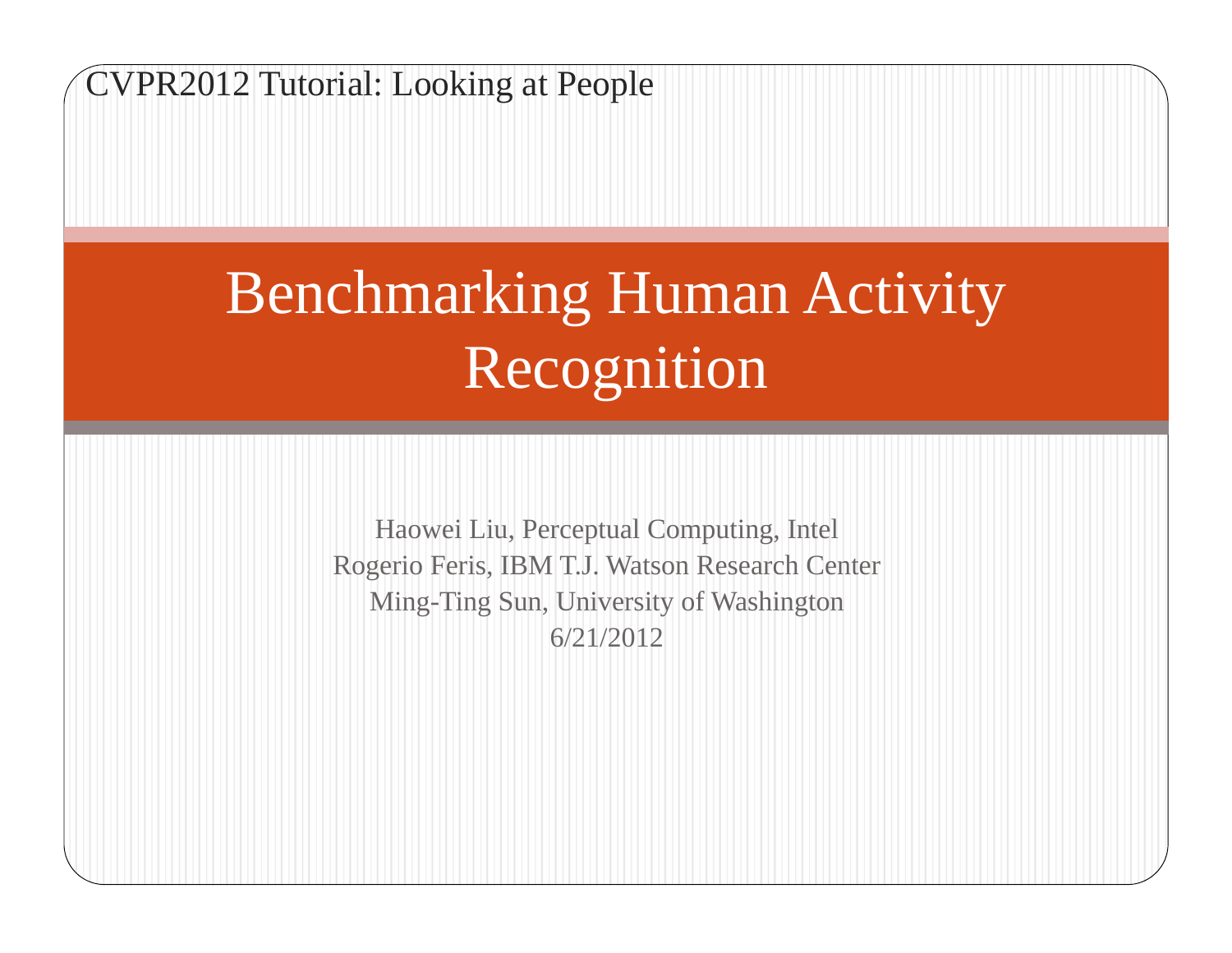CVPR2012 Tutorial: Looking at People

# Benchmarking Human Activity Recognition

Haowei Liu, Perceptual Computing, Intel
Rogerio Feris, IBM T.J. Watson Research Center
Ming-Ting Sun, University of Washington
6/21/2012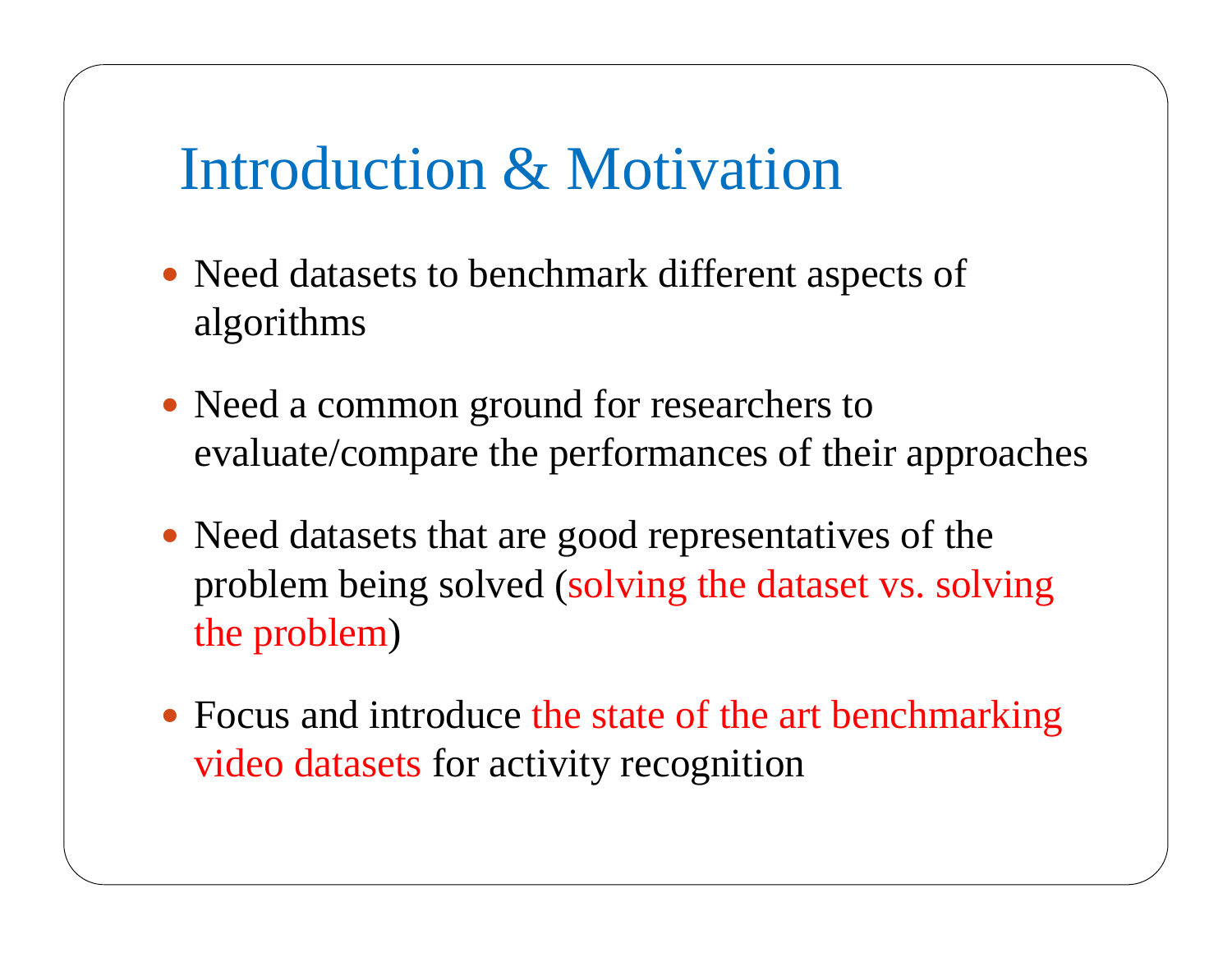# Introduction & Motivation

- Need datasets to benchmark different aspects of algorithms
- Need a common ground for researchers to evaluate/compare the performances of their approaches
- Need datasets that are good representatives of the problem being solved (solving the dataset vs. solving the problem)
- Focus and introduce the state of the art benchmarking video datasets for activity recognition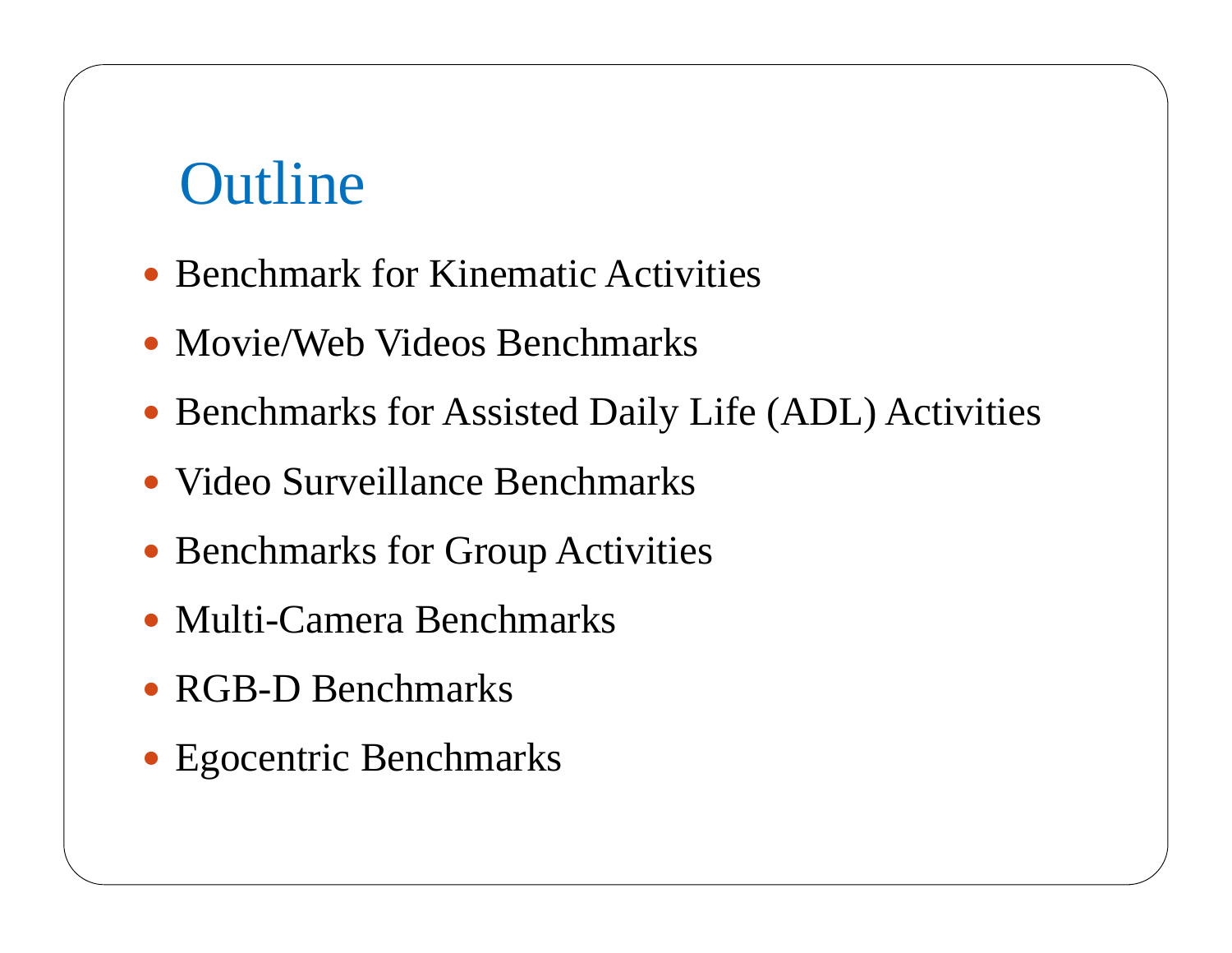# Outline

- Benchmark for Kinematic Activities
- Movie/Web Videos Benchmarks
- Benchmarks for Assisted Daily Life (ADL) Activities
- Video Surveillance Benchmarks
- Benchmarks for Group Activities
- Multi-Camera Benchmarks
- RGB-D Benchmarks
- Egocentric Benchmarks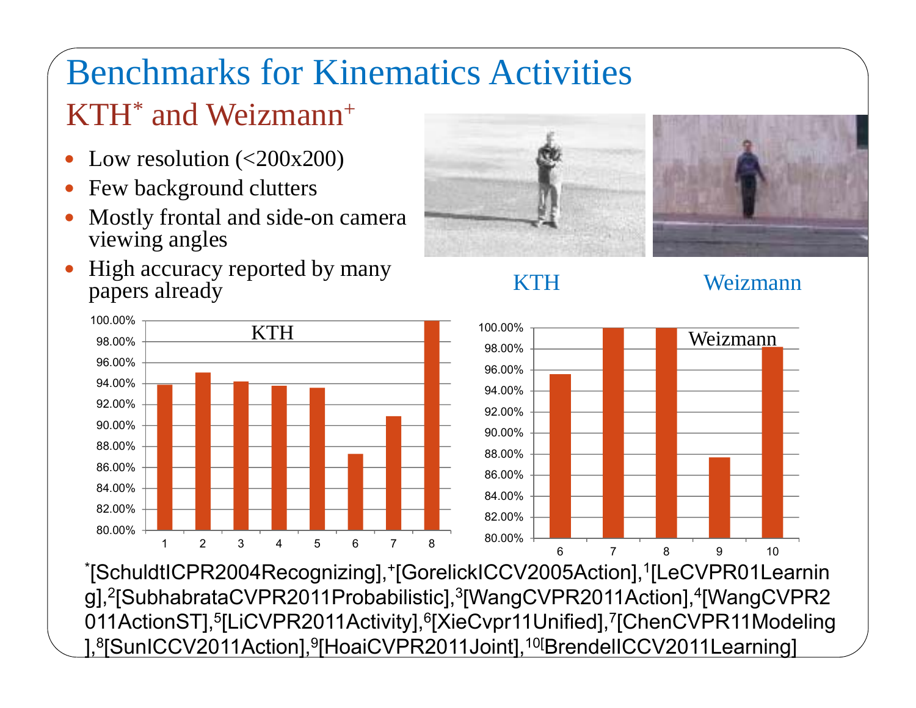# Benchmarks for Kinematics Activities

## KTH* and Weizmann+

- Low resolution (<200x200)
- Few background clutters
- Mostly frontal and side-on camera viewing angles
- High accuracy reported by many papers already

KTH

Weizmann

*[SchuldtICPR2004Recognizing],+[GorelickICCV2005Action],[1][LeCVPR01Learning],[2][SubhabrataCVPR2011Probabilistic],[3][WangCVPR2011Action],[4][WangCVPR2011ActionST],[5][LiCVPR2011Activity],[6][XieCvpr11Unified],[7][ChenCVPR11Modeling],[8][SunICCV2011Action],[9][HoaiCVPR2011Joint],[10][BrendelICCV2011Learning]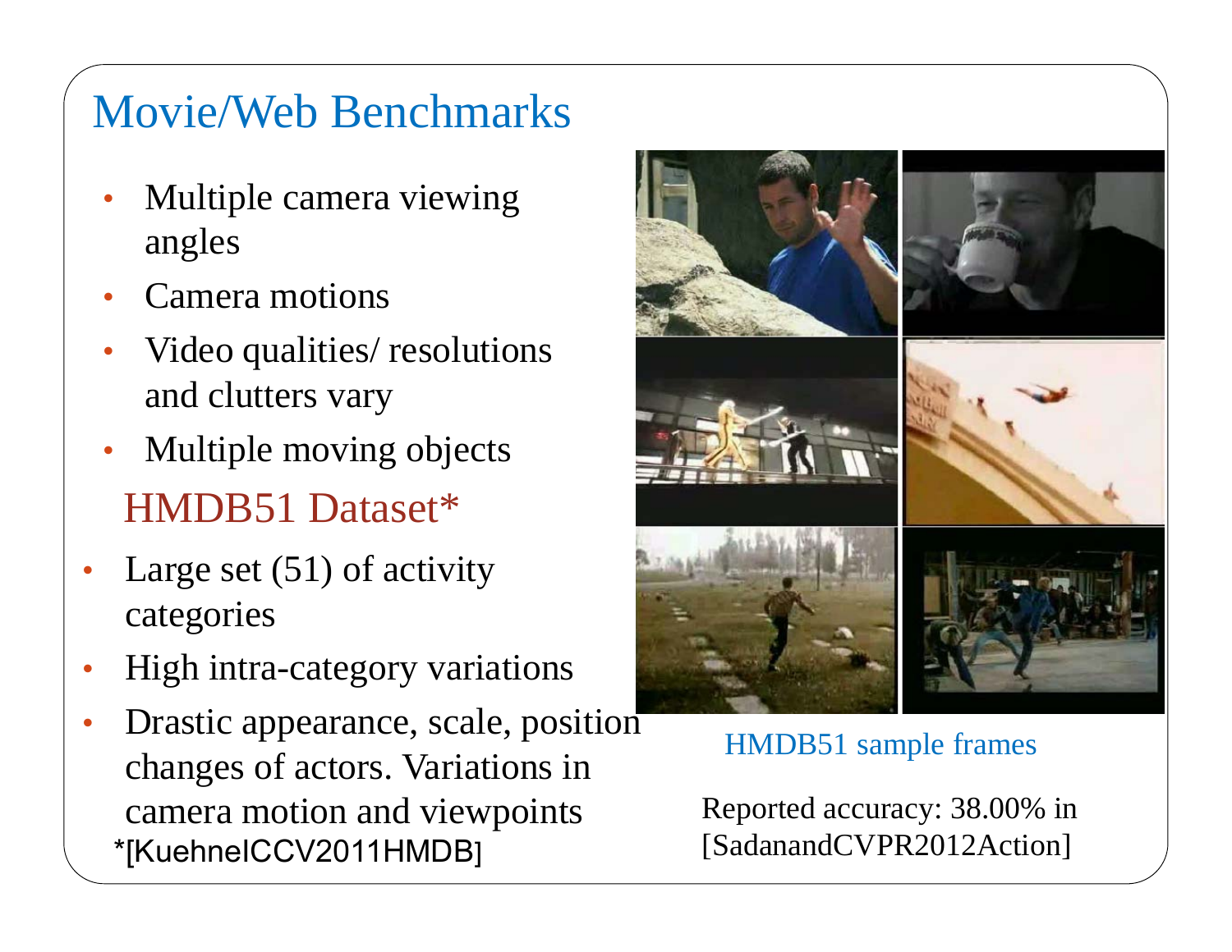# Movie/Web Benchmarks

- Multiple camera viewing angles
- Camera motions
- Video qualities/ resolutions and clutters vary
- Multiple moving objects

## HMDB51 Dataset*

- Large set (51) of activity categories
- High intra-category variations
- Drastic appearance, scale, position changes of actors. Variations in camera motion and viewpoints

*[KuehneICCV2011HMDB]

HMDB51 sample frames

Reported accuracy: 38.00% in [SadanandCVPR2012Action]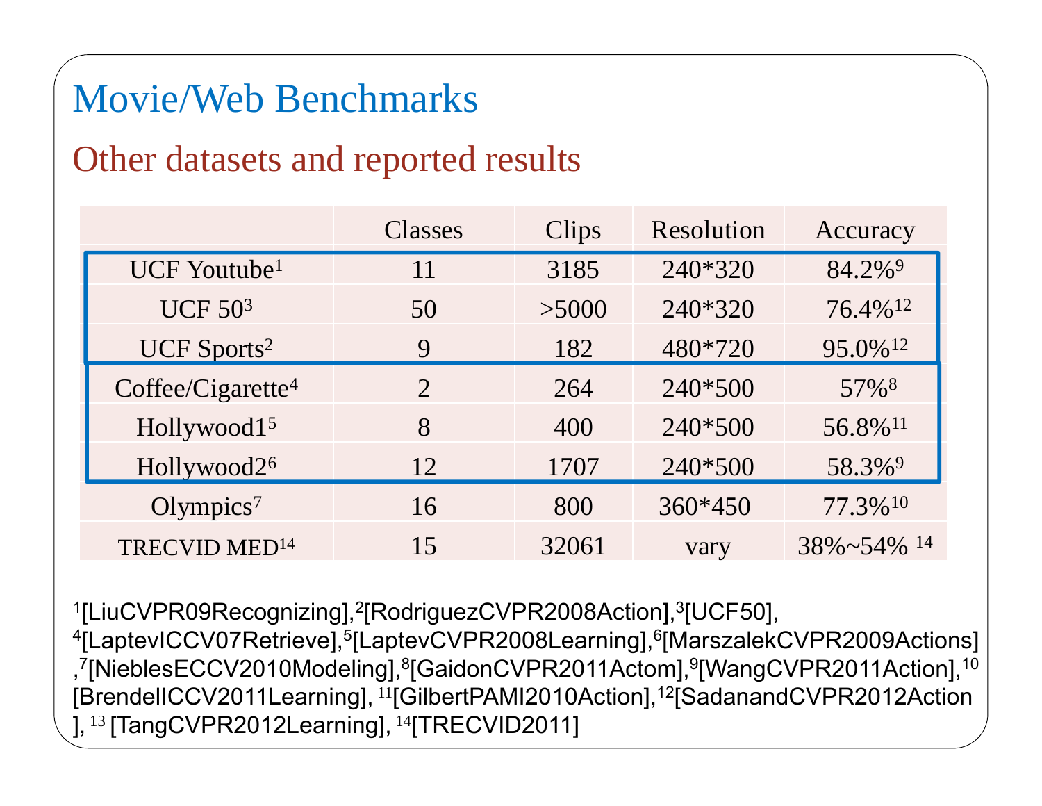# Movie/Web Benchmarks

## Other datasets and reported results

| | Classes | Clips | Resolution | Accuracy |
|---|---|---|---|---|
| UCF Youtube[1] | 11 | 3185 | 240*320 | 84.2%[9] |
| UCF 50[3] | 50 | >5000 | 240*320 | 76.4%[12] |
| UCF Sports[2] | 9 | 182 | 480*720 | 95.0%[12] |
| Coffee/Cigarette[4] | 2 | 264 | 240*500 | 57%[8] |
| Hollywood1[5] | 8 | 400 | 240*500 | 56.8%[11] |
| Hollywood2[6] | 12 | 1707 | 240*500 | 58.3%[9] |
| Olympics[7] | 16 | 800 | 360*450 | 77.3%[10] |
| TRECVID MED[14] | 15 | 32061 | vary | 38%~54% [14] |

[1][LiuCVPR09Recognizing],[2][RodriguezCVPR2008Action],[3][UCF50],[4][LaptevICCV07Retrieve],[5][LaptevCVPR2008Learning],[6][MarszalekCVPR2009Actions],[7][NieblesECCV2010Modeling],[8][GaidonCVPR2011Actom],[9][WangCVPR2011Action],[10][BrendelICCV2011Learning], [11][GilbertPAMI2010Action],[12][SadanandCVPR2012Action], [13] [TangCVPR2012Learning], [14][TRECVID2011]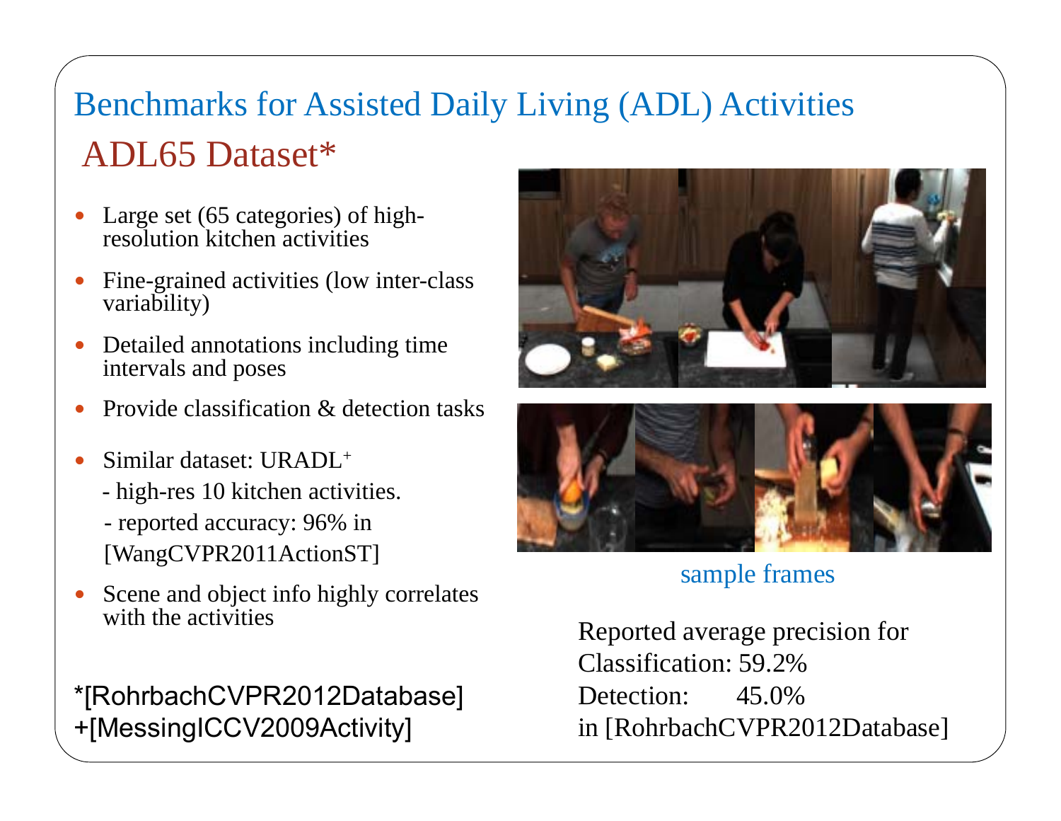# Benchmarks for Assisted Daily Living (ADL) Activities

## ADL65 Dataset*

- Large set (65 categories) of high-resolution kitchen activities
- Fine-grained activities (low inter-class variability)
- Detailed annotations including time intervals and poses
- Provide classification & detection tasks
- Similar dataset: URADL+
  - high-res 10 kitchen activities.
  - reported accuracy: 96% in [WangCVPR2011ActionST]
- Scene and object info highly correlates with the activities

*[RohrbachCVPR2012Database]
+[MessingICCV2009Activity]

sample frames

Reported average precision for
Classification: 59.2%
Detection: 45.0%
in [RohrbachCVPR2012Database]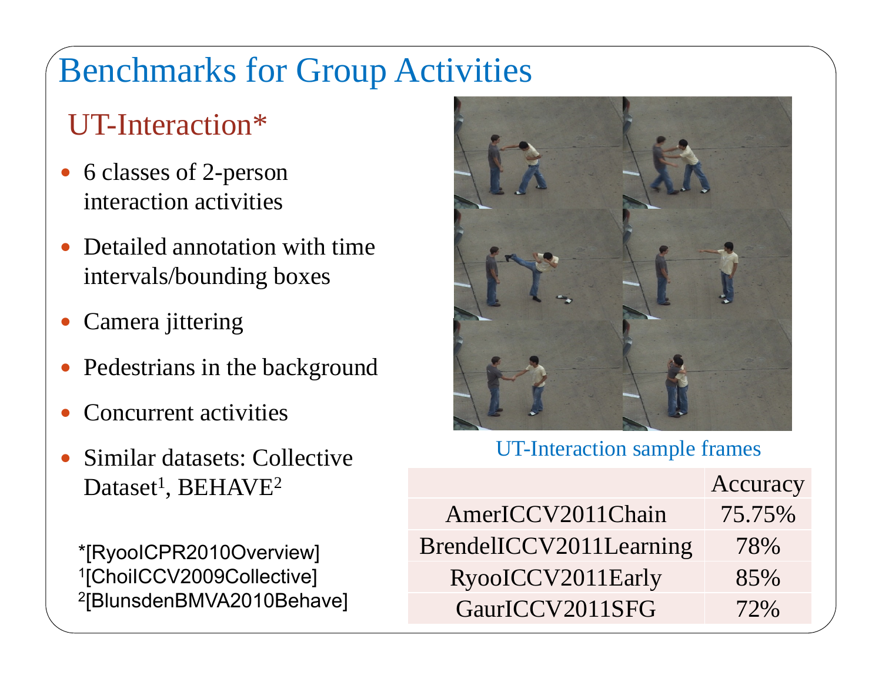# Benchmarks for Group Activities

## UT-Interaction*

- 6 classes of 2-person interaction activities
- Detailed annotation with time intervals/bounding boxes
- Camera jittering
- Pedestrians in the background
- Concurrent activities
- Similar datasets: Collective Dataset[1], BEHAVE[2]

*[RyooICPR2010Overview]
[1][ChoiICCV2009Collective]
[2][BlunsdenBMVA2010Behave]

UT-Interaction sample frames

| | Accuracy |
|---|---|
| AmerICCV2011Chain | 75.75% |
| BrendelICCV2011Learning | 78% |
| RyooICCV2011Early | 85% |
| GaurICCV2011SFG | 72% |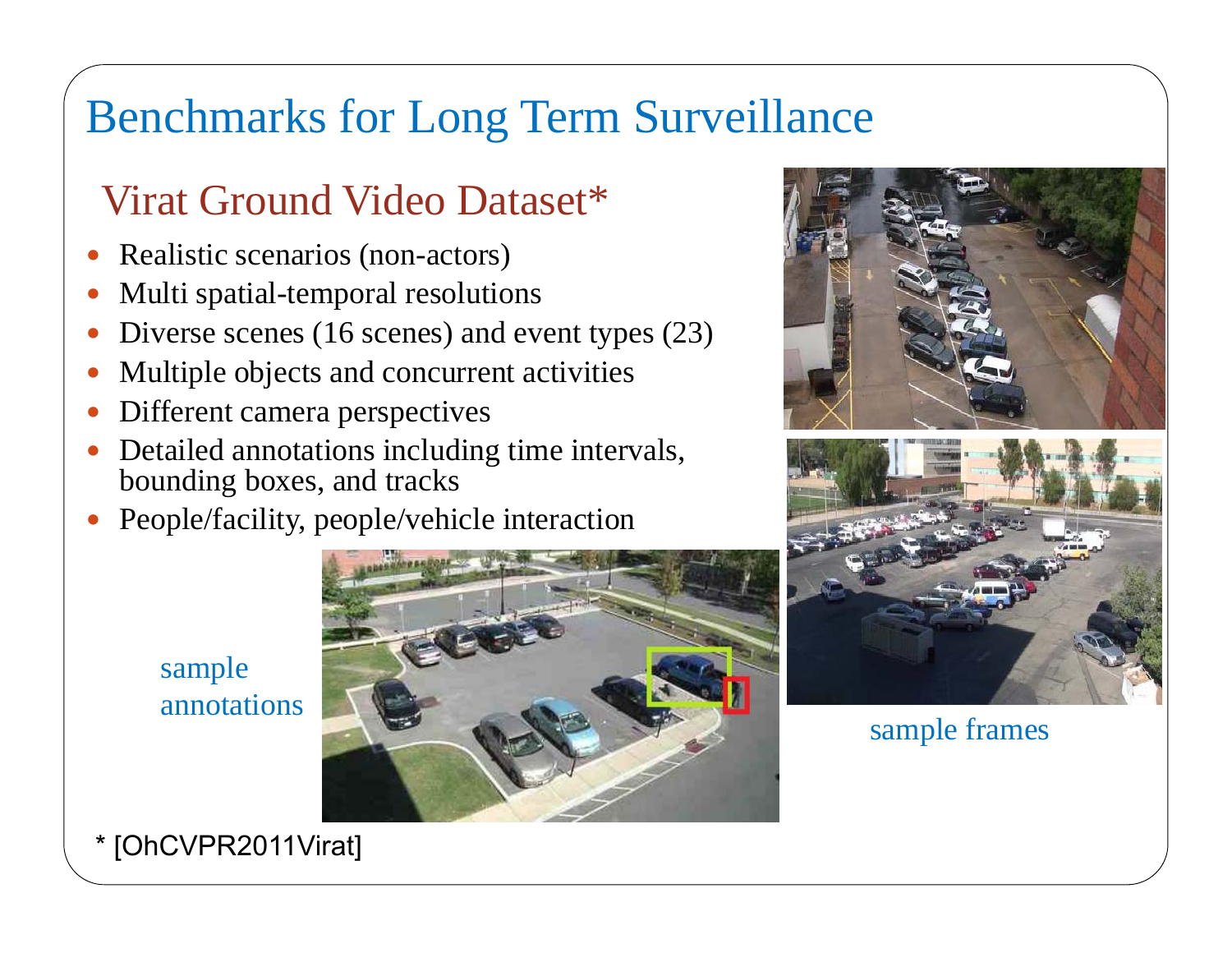# Benchmarks for Long Term Surveillance

## Virat Ground Video Dataset*

- Realistic scenarios (non-actors)
- Multi spatial-temporal resolutions
- Diverse scenes (16 scenes) and event types (23)
- Multiple objects and concurrent activities
- Different camera perspectives
- Detailed annotations including time intervals, bounding boxes, and tracks
- People/facility, people/vehicle interaction

sample annotations

sample frames

* [OhCVPR2011Virat]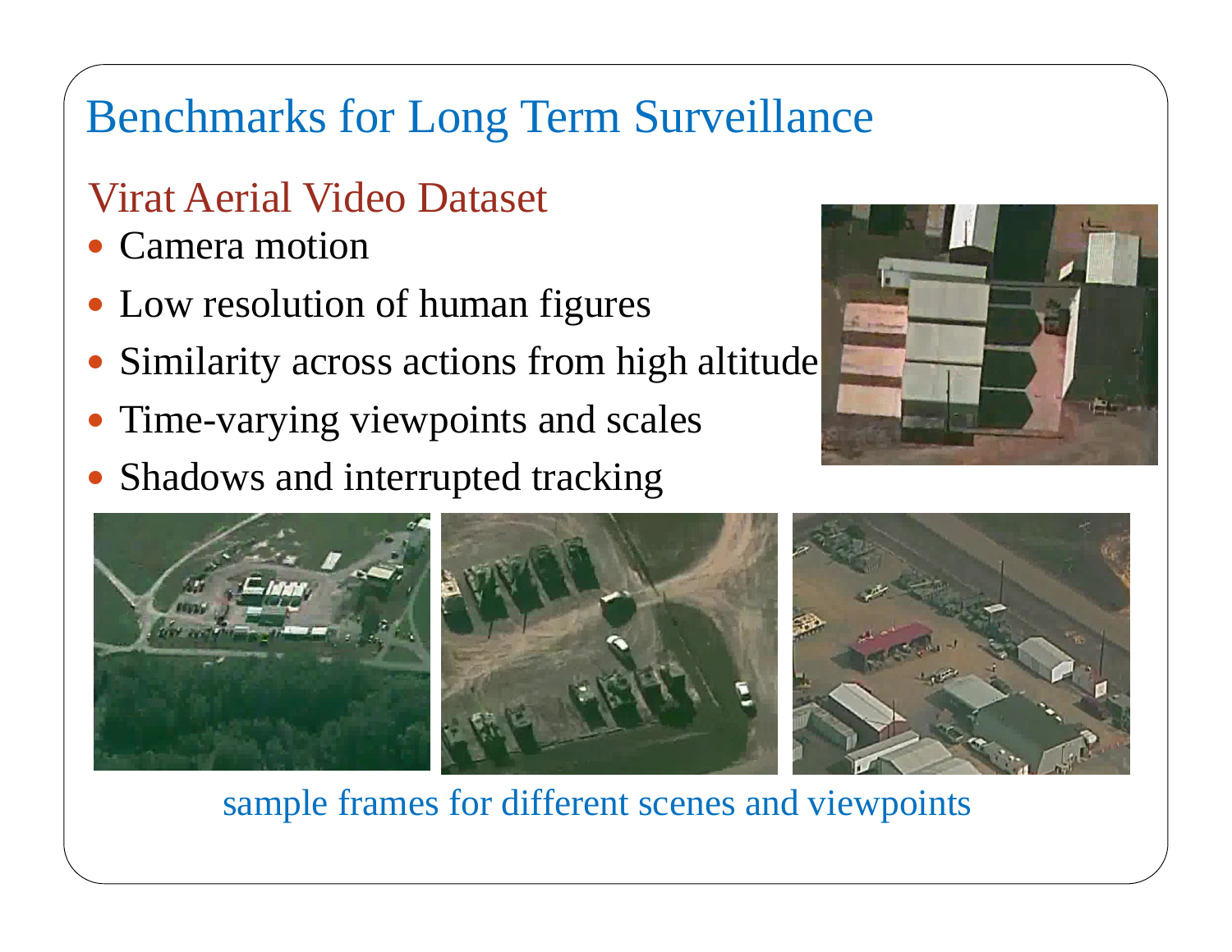# Benchmarks for Long Term Surveillance

## Virat Aerial Video Dataset

- Camera motion
- Low resolution of human figures
- Similarity across actions from high altitude
- Time-varying viewpoints and scales
- Shadows and interrupted tracking

sample frames for different scenes and viewpoints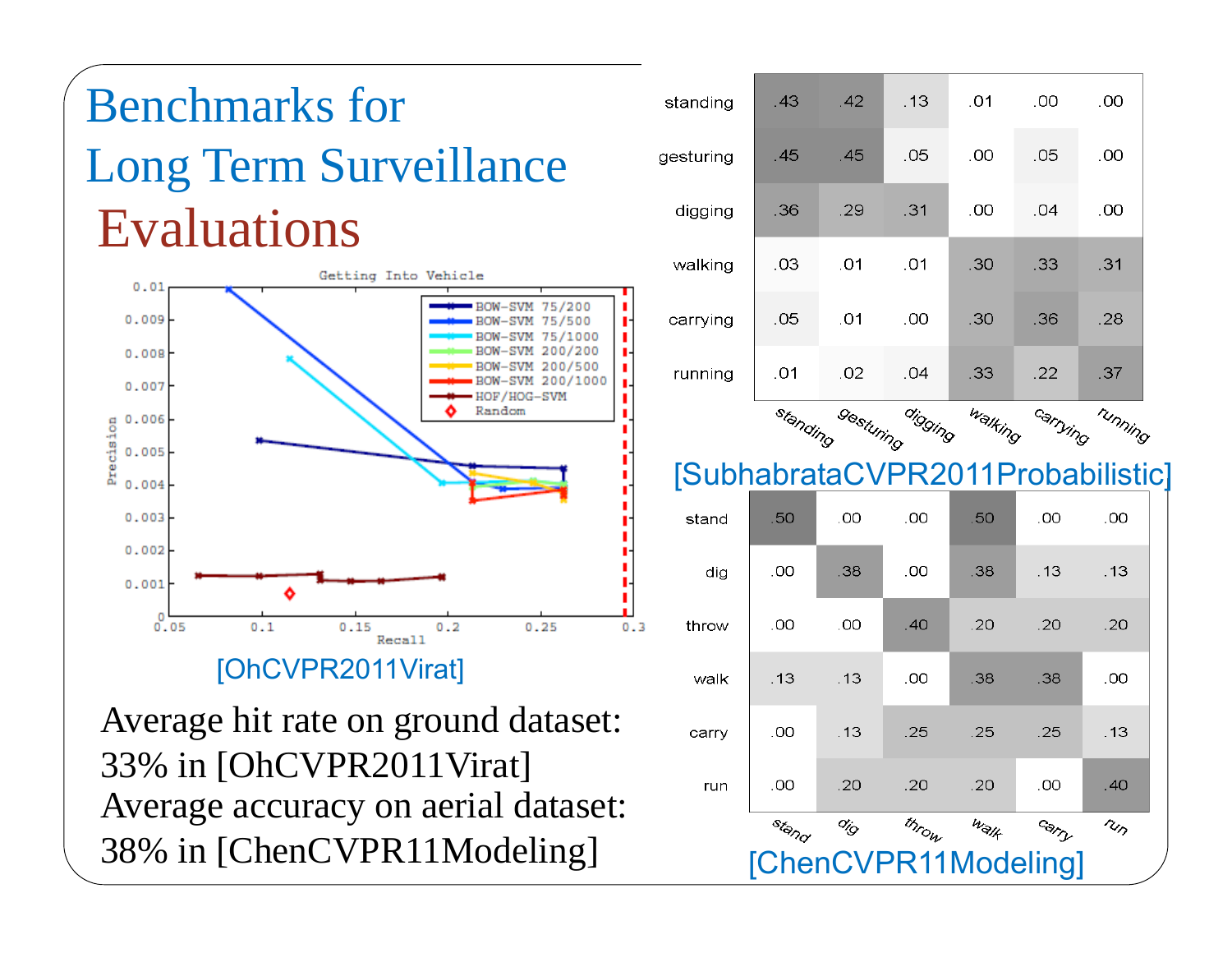# Benchmarks for Long Term Surveillance

## Evaluations

[OhCVPR2011Virat]

Average hit rate on ground dataset: 33% in [OhCVPR2011Virat]

Average accuracy on aerial dataset: 38% in [ChenCVPR11Modeling]

|  | standing | gesturing | digging | walking | carrying | running |
|---|---|---|---|---|---|---|
| standing | .43 | .42 | .13 | .01 | .00 | .00 |
| gesturing | .45 | .45 | .05 | .00 | .05 | .00 |
| digging | .36 | .29 | .31 | .00 | .04 | .00 |
| walking | .03 | .01 | .01 | .30 | .33 | .31 |
| carrying | .05 | .01 | .00 | .30 | .36 | .28 |
| running | .01 | .02 | .04 | .33 | .22 | .37 |

[SubhabrataCVPR2011Probabilistic]

|  | stand | dig | throw | walk | carry | run |
|---|---|---|---|---|---|---|
| stand | .50 | .00 | .00 | .50 | .00 | .00 |
| dig | .00 | .38 | .00 | .38 | .13 | .13 |
| throw | .00 | .00 | .40 | .20 | .20 | .20 |
| walk | .13 | .13 | .00 | .38 | .38 | .00 |
| carry | .00 | .13 | .25 | .25 | .25 | .13 |
| run | .00 | .20 | .20 | .20 | .00 | .40 |

[ChenCVPR11Modeling]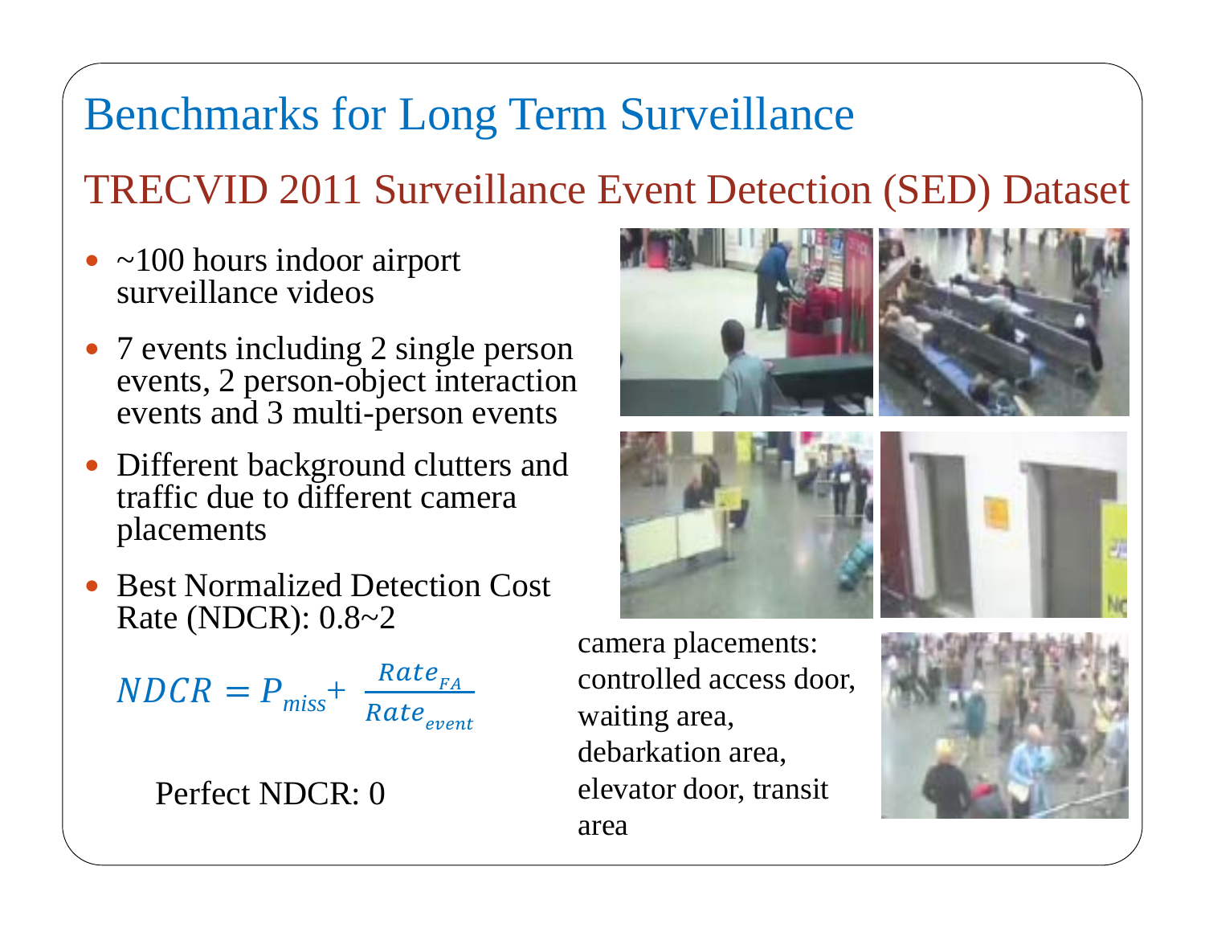# Benchmarks for Long Term Surveillance

## TRECVID 2011 Surveillance Event Detection (SED) Dataset

- ~100 hours indoor airport surveillance videos
- 7 events including 2 single person events, 2 person-object interaction events and 3 multi-person events
- Different background clutters and traffic due to different camera placements
- Best Normalized Detection Cost Rate (NDCR): 0.8~2

$$NDCR = P_{miss} + \frac{Rate_{FA}}{Rate_{event}}$$

Perfect NDCR: 0

camera placements: controlled access door, waiting area, debarkation area, elevator door, transit area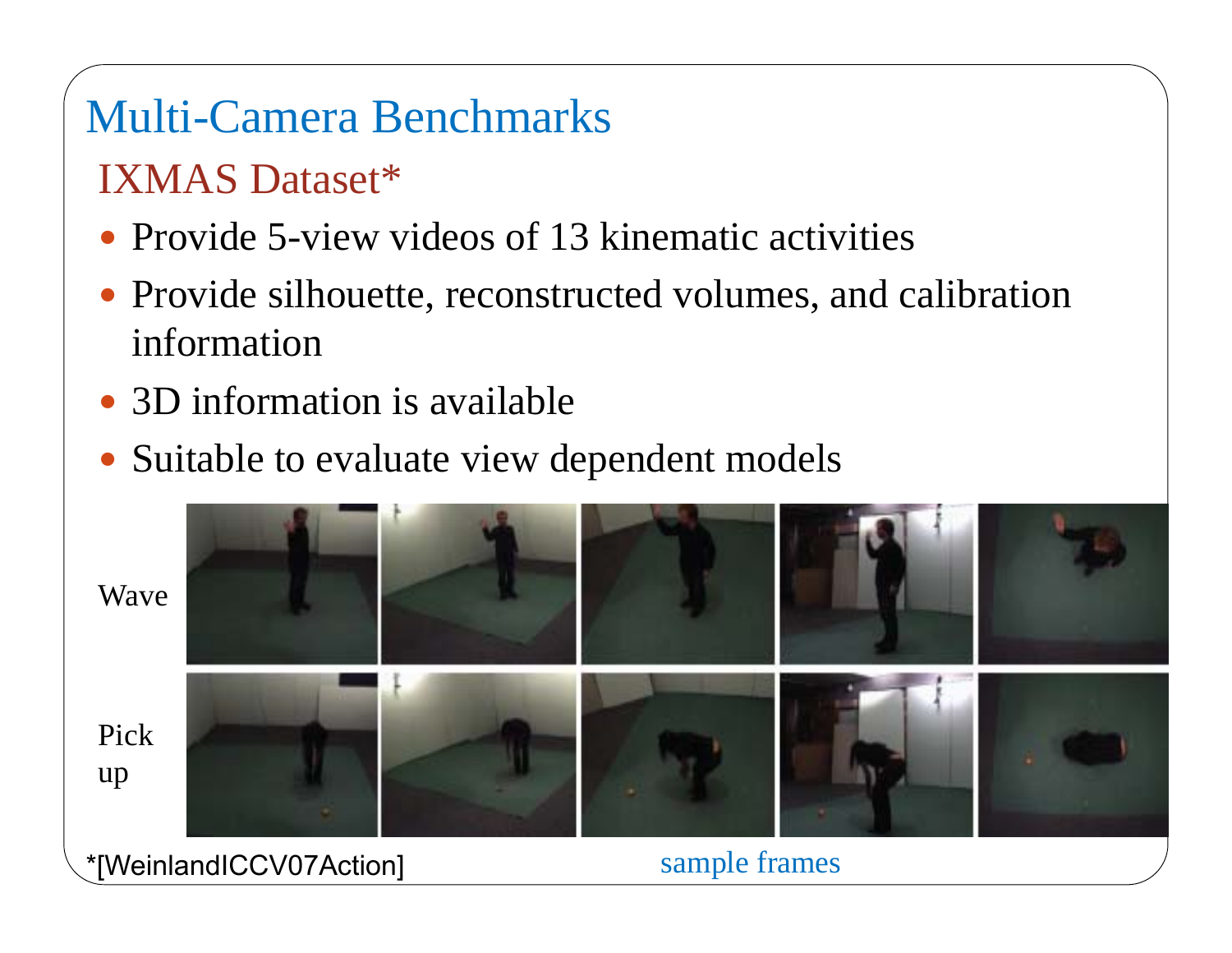# Multi-Camera Benchmarks

## IXMAS Dataset*

- Provide 5-view videos of 13 kinematic activities
- Provide silhouette, reconstructed volumes, and calibration information
- 3D information is available
- Suitable to evaluate view dependent models

Wave

Pick up

*[WeinlandICCV07Action]

sample frames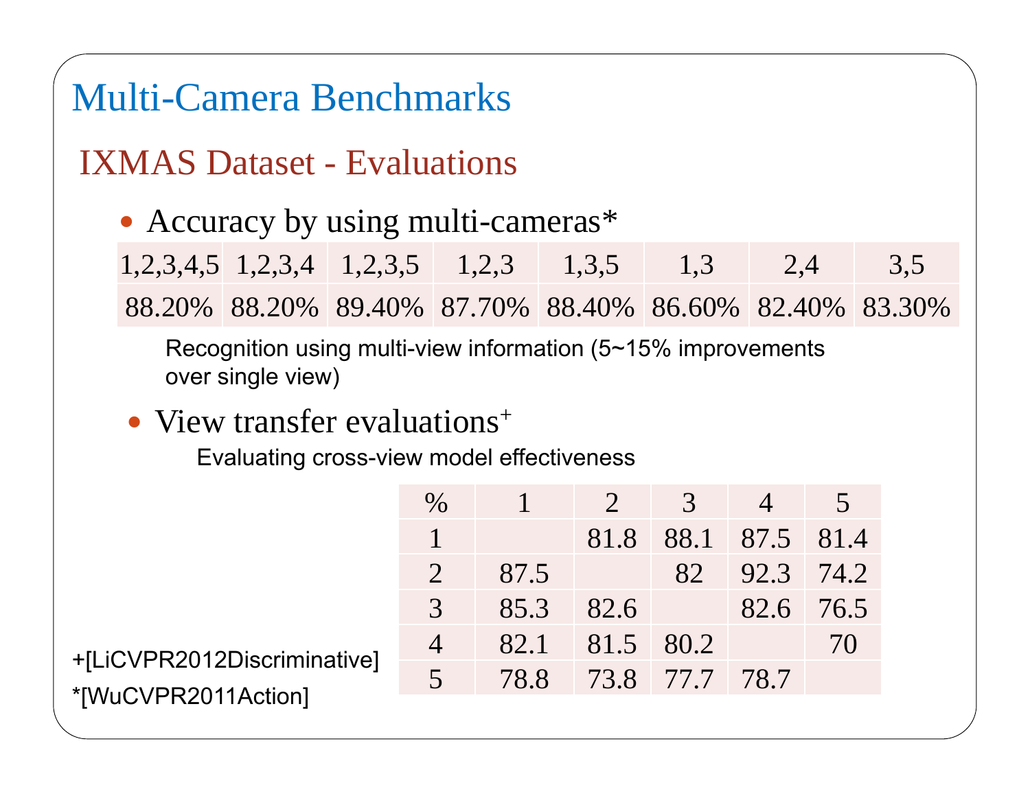# Multi-Camera Benchmarks

## IXMAS Dataset - Evaluations

- Accuracy by using multi-cameras*

| 1,2,3,4,5 | 1,2,3,4 | 1,2,3,5 | 1,2,3 | 1,3,5 | 1,3 | 2,4 | 3,5 |
|---|---|---|---|---|---|---|---|
| 88.20% | 88.20% | 89.40% | 87.70% | 88.40% | 86.60% | 82.40% | 83.30% |

Recognition using multi-view information (5~15% improvements over single view)

- View transfer evaluations+

Evaluating cross-view model effectiveness

| % | 1 | 2 | 3 | 4 | 5 |
|---|---|---|---|---|---|
| 1 | | 81.8 | 88.1 | 87.5 | 81.4 |
| 2 | 87.5 | | 82 | 92.3 | 74.2 |
| 3 | 85.3 | 82.6 | | 82.6 | 76.5 |
| 4 | 82.1 | 81.5 | 80.2 | | 70 |
| 5 | 78.8 | 73.8 | 77.7 | 78.7 | |

+[LiCVPR2012Discriminative]

*[WuCVPR2011Action]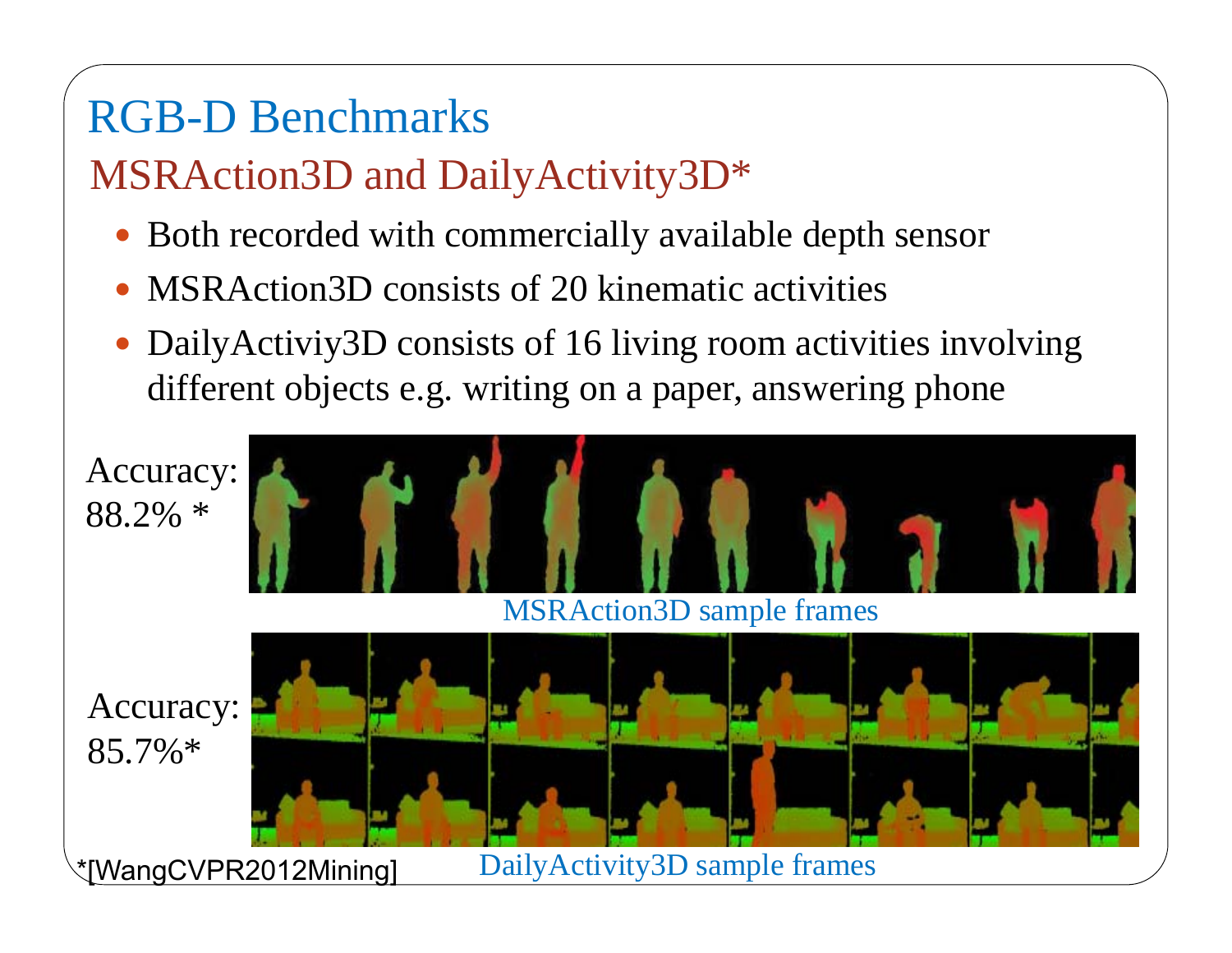# RGB-D Benchmarks

## MSRAction3D and DailyActivity3D*

- Both recorded with commercially available depth sensor
- MSRAction3D consists of 20 kinematic activities
- DailyActiviy3D consists of 16 living room activities involving different objects e.g. writing on a paper, answering phone

Accuracy: 88.2% *

MSRAction3D sample frames

Accuracy: 85.7%*

DailyActivity3D sample frames

*[WangCVPR2012Mining]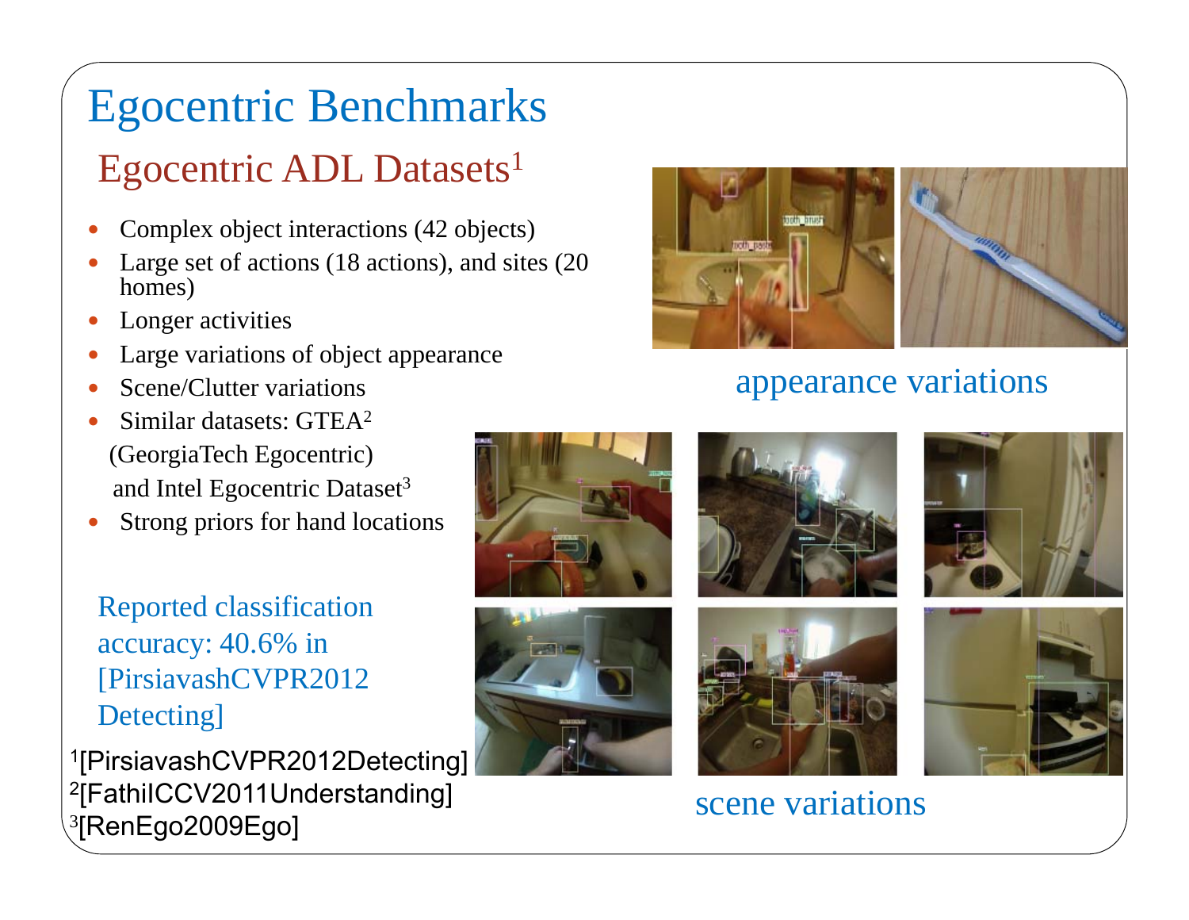# Egocentric Benchmarks

## Egocentric ADL Datasets[1]

- Complex object interactions (42 objects)
- Large set of actions (18 actions), and sites (20 homes)
- Longer activities
- Large variations of object appearance
- Scene/Clutter variations
- Similar datasets: GTEA[2] (GeorgiaTech Egocentric) and Intel Egocentric Dataset[3]
- Strong priors for hand locations

Reported classification accuracy: 40.6% in [PirsiavashCVPR2012Detecting]

appearance variations

scene variations

[1][PirsiavashCVPR2012Detecting]
[2][FathiICCV2011Understanding]
[3][RenEgo2009Ego]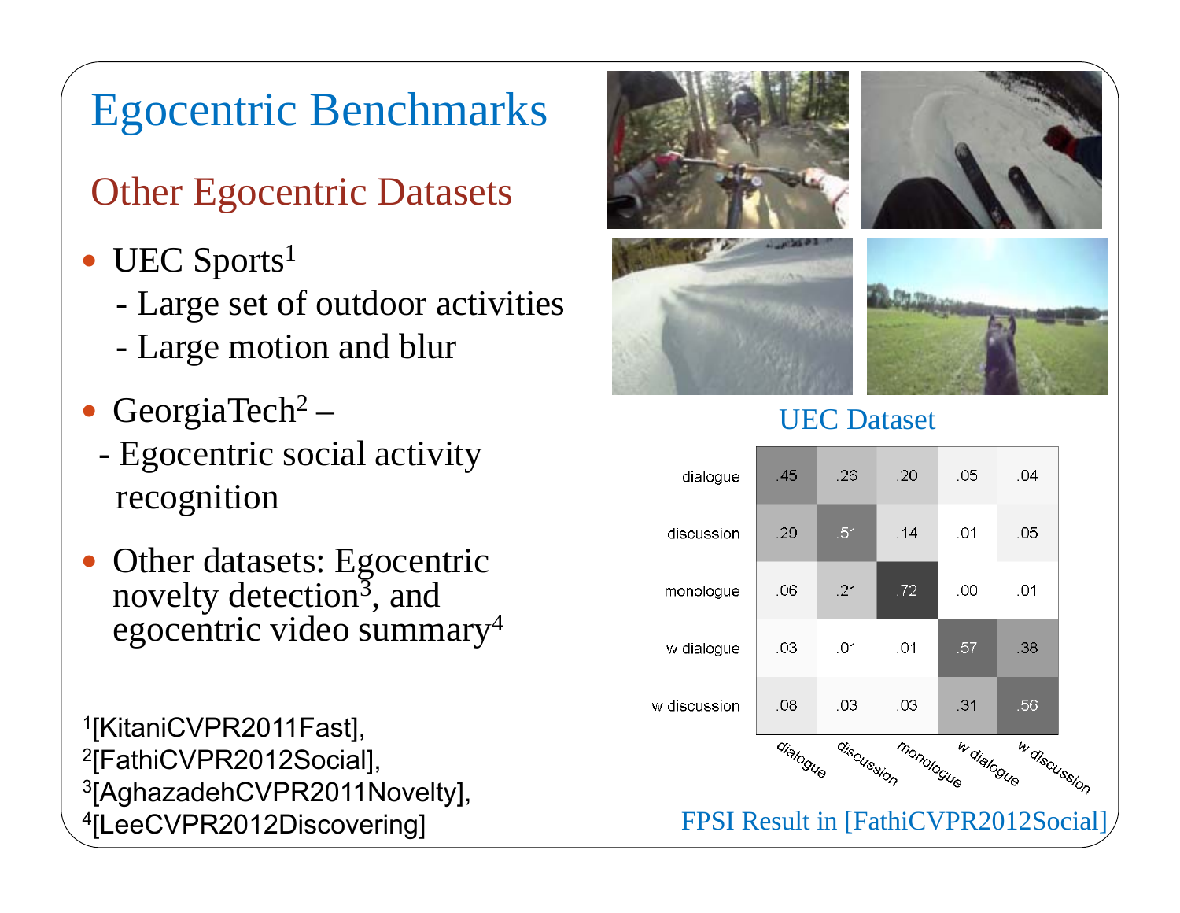# Egocentric Benchmarks

## Other Egocentric Datasets

- UEC Sports[1]
  - Large set of outdoor activities
  - Large motion and blur
- GeorgiaTech[2] –
  - Egocentric social activity recognition
- Other datasets: Egocentric novelty detection[3], and egocentric video summary[4]

UEC Dataset

| | dialogue | discussion | monologue | w dialogue | w discussion |
|---|---|---|---|---|---|
| dialogue | .45 | .26 | .20 | .05 | .04 |
| discussion | .29 | .51 | .14 | .01 | .05 |
| monologue | .06 | .21 | .72 | .00 | .01 |
| w dialogue | .03 | .01 | .01 | .57 | .38 |
| w discussion | .08 | .03 | .03 | .31 | .56 |

FPSI Result in [FathiCVPR2012Social]

[1][KitaniCVPR2011Fast],
[2][FathiCVPR2012Social],
[3][AghazadehCVPR2011Novelty],
[4][LeeCVPR2012Discovering]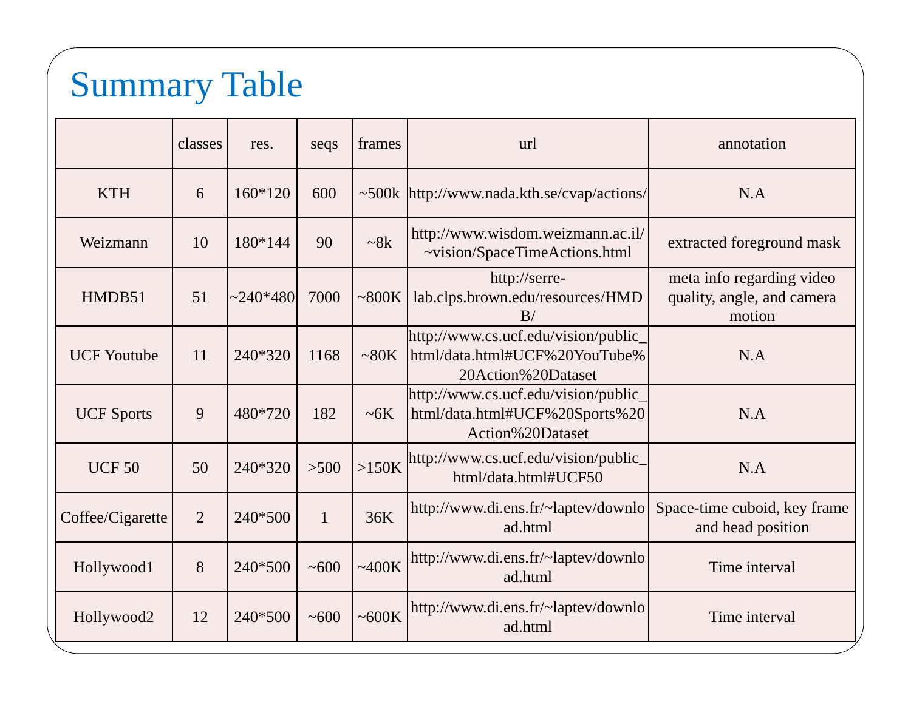# Summary Table

| | classes | res. | seqs | frames | url | annotation |
|---|---|---|---|---|---|---|
| KTH | 6 | 160*120 | 600 | ~500k | http://www.nada.kth.se/cvap/actions/ | N.A |
| Weizmann | 10 | 180*144 | 90 | ~8k | http://www.wisdom.weizmann.ac.il/~vision/SpaceTimeActions.html | extracted foreground mask |
| HMDB51 | 51 | ~240*480 | 7000 | ~800K | http://serre-lab.clps.brown.edu/resources/HMDB/ | meta info regarding video quality, angle, and camera motion |
| UCF Youtube | 11 | 240*320 | 1168 | ~80K | http://www.cs.ucf.edu/vision/public_html/data.html#UCF%20YouTube%20Action%20Dataset | N.A |
| UCF Sports | 9 | 480*720 | 182 | ~6K | http://www.cs.ucf.edu/vision/public_html/data.html#UCF%20Sports%20Action%20Dataset | N.A |
| UCF 50 | 50 | 240*320 | >500 | >150K | http://www.cs.ucf.edu/vision/public_html/data.html#UCF50 | N.A |
| Coffee/Cigarette | 2 | 240*500 | 1 | 36K | http://www.di.ens.fr/~laptev/download.html | Space-time cuboid, key frame and head position |
| Hollywood1 | 8 | 240*500 | ~600 | ~400K | http://www.di.ens.fr/~laptev/download.html | Time interval |
| Hollywood2 | 12 | 240*500 | ~600 | ~600K | http://www.di.ens.fr/~laptev/download.html | Time interval |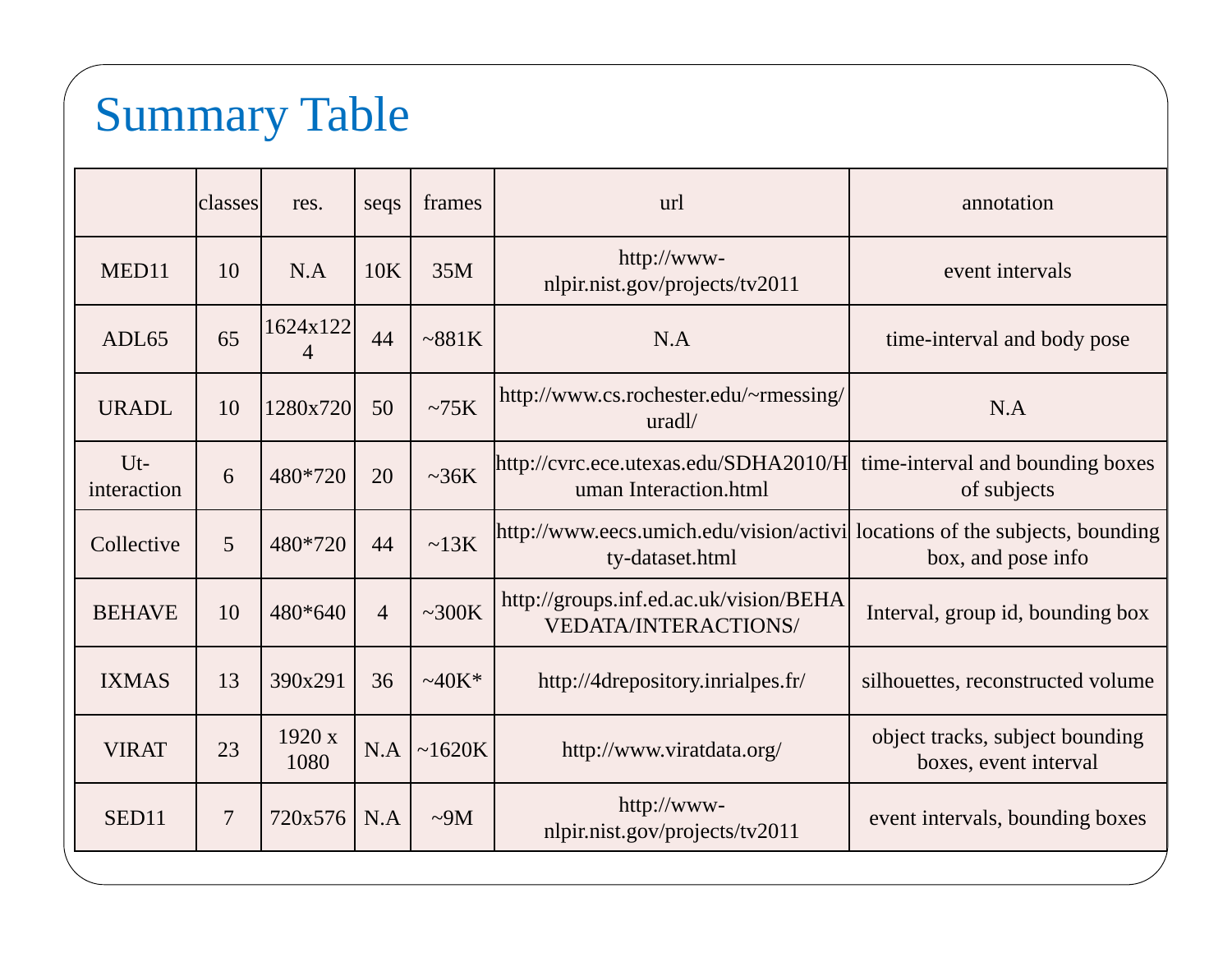# Summary Table

| | classes | res. | seqs | frames | url | annotation |
|---|---|---|---|---|---|---|
| MED11 | 10 | N.A | 10K | 35M | http://www-nlpir.nist.gov/projects/tv2011 | event intervals |
| ADL65 | 65 | 1624x1224 | 44 | ~881K | N.A | time-interval and body pose |
| URADL | 10 | 1280x720 | 50 | ~75K | http://www.cs.rochester.edu/~rmessing/uradl/ | N.A |
| Ut-interaction | 6 | 480*720 | 20 | ~36K | http://cvrc.ece.utexas.edu/SDHA2010/Human Interaction.html | time-interval and bounding boxes of subjects |
| Collective | 5 | 480*720 | 44 | ~13K | http://www.eecs.umich.edu/vision/activity-dataset.html | locations of the subjects, bounding box, and pose info |
| BEHAVE | 10 | 480*640 | 4 | ~300K | http://groups.inf.ed.ac.uk/vision/BEHAVEDATA/INTERACTIONS/ | Interval, group id, bounding box |
| IXMAS | 13 | 390x291 | 36 | ~40K* | http://4drepository.inrialpes.fr/ | silhouettes, reconstructed volume |
| VIRAT | 23 | 1920 x 1080 | N.A | ~1620K | http://www.viratdata.org/ | object tracks, subject bounding boxes, event interval |
| SED11 | 7 | 720x576 | N.A | ~9M | http://www-nlpir.nist.gov/projects/tv2011 | event intervals, bounding boxes |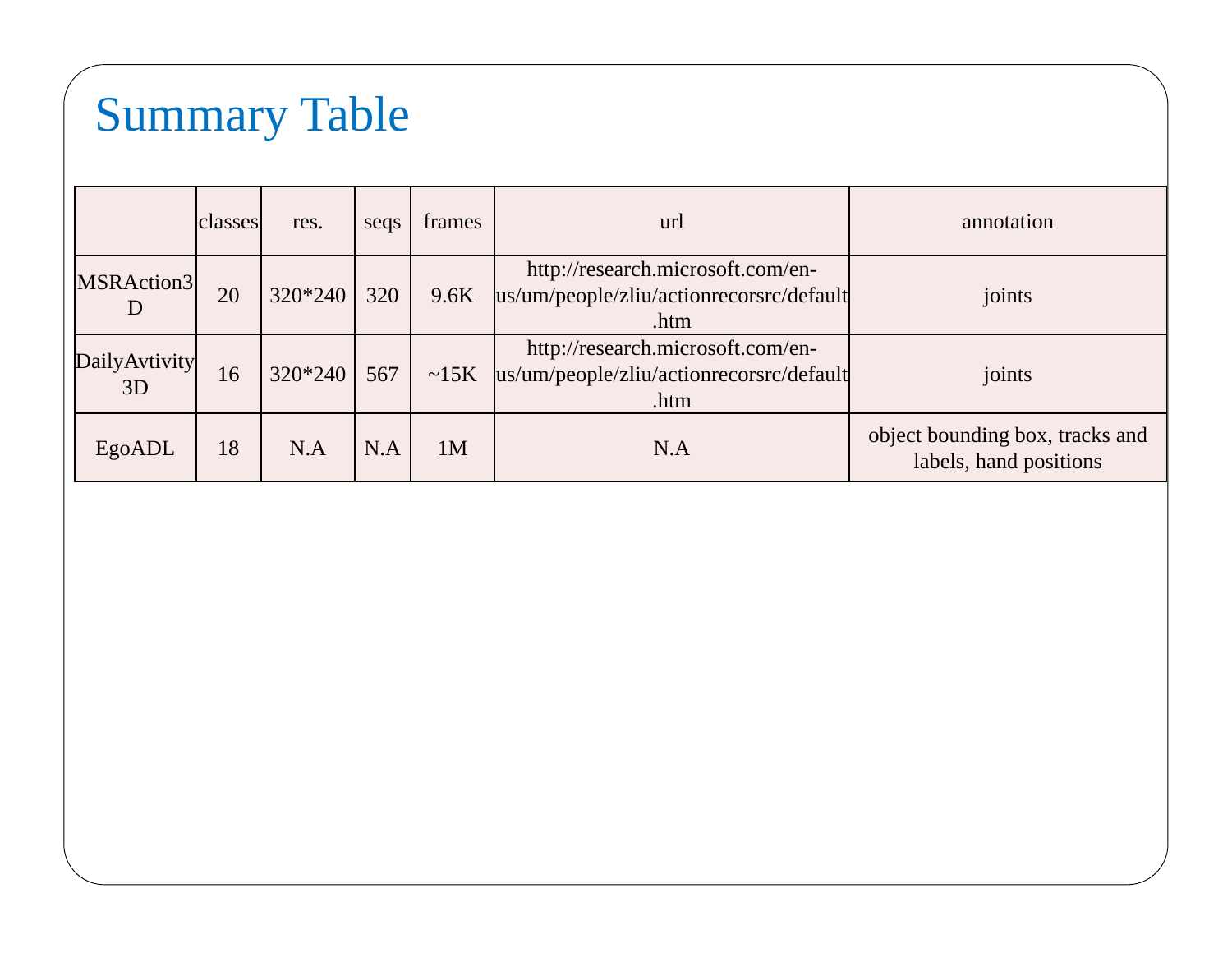# Summary Table

| | classes | res. | seqs | frames | url | annotation |
|---|---|---|---|---|---|---|
| MSRAction3D | 20 | 320*240 | 320 | 9.6K | http://research.microsoft.com/en-us/um/people/zliu/actionrecorsrc/default.htm | joints |
| DailyAvtivity3D | 16 | 320*240 | 567 | ~15K | http://research.microsoft.com/en-us/um/people/zliu/actionrecorsrc/default.htm | joints |
| EgoADL | 18 | N.A | N.A | 1M | N.A | object bounding box, tracks and labels, hand positions |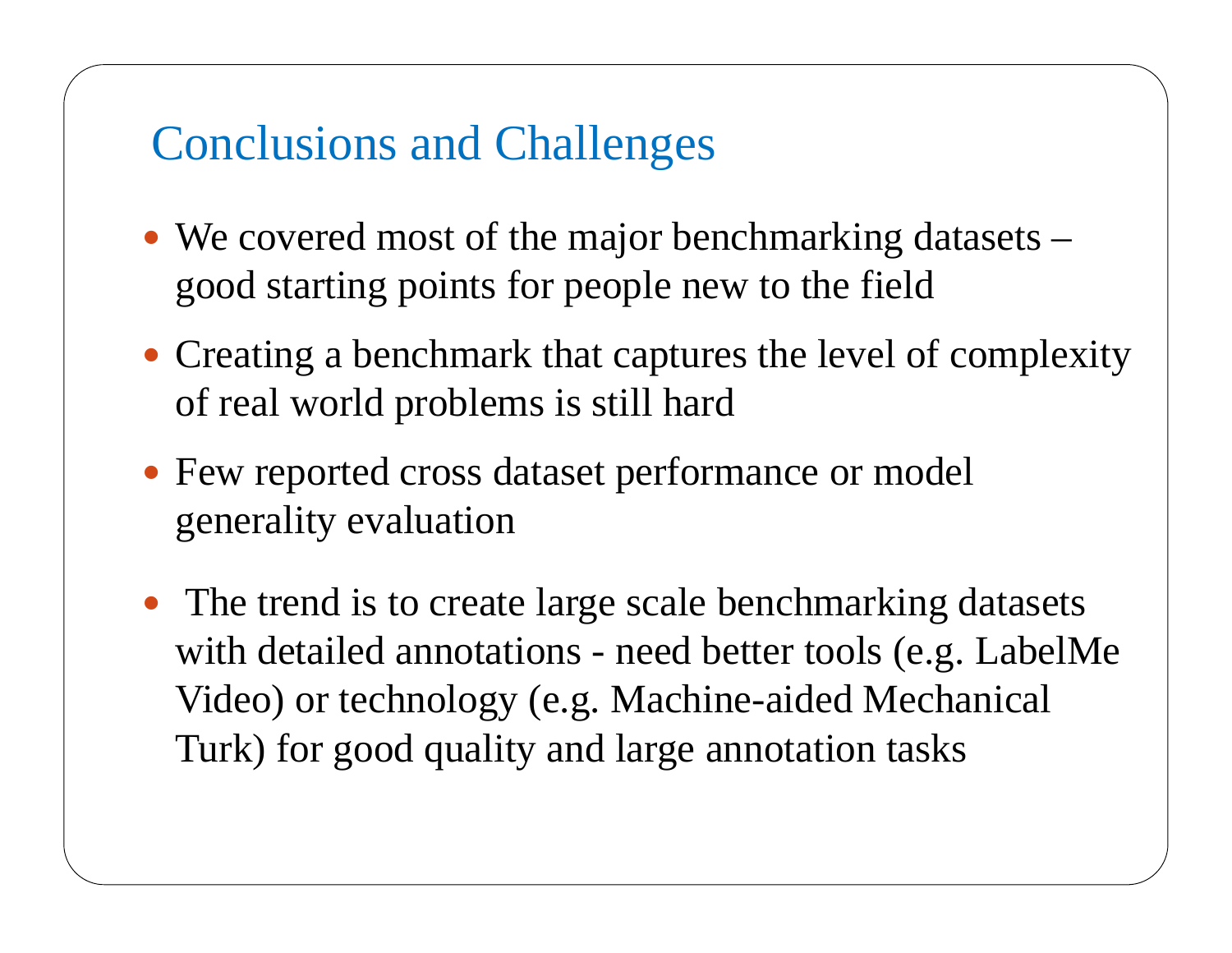# Conclusions and Challenges

- We covered most of the major benchmarking datasets – good starting points for people new to the field
- Creating a benchmark that captures the level of complexity of real world problems is still hard
- Few reported cross dataset performance or model generality evaluation
- The trend is to create large scale benchmarking datasets with detailed annotations - need better tools (e.g. LabelMe Video) or technology (e.g. Machine-aided Mechanical Turk) for good quality and large annotation tasks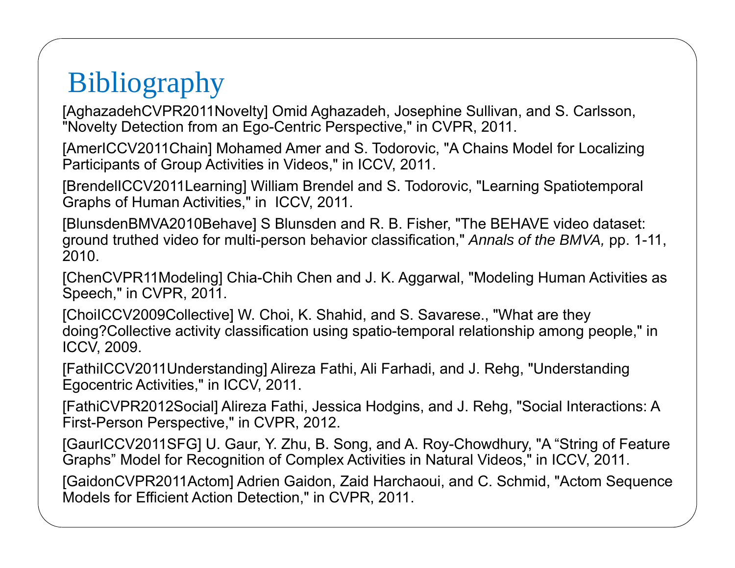# Bibliography

[AghazadehCVPR2011Novelty] Omid Aghazadeh, Josephine Sullivan, and S. Carlsson, "Novelty Detection from an Ego-Centric Perspective," in CVPR, 2011.

[AmerICCV2011Chain] Mohamed Amer and S. Todorovic, "A Chains Model for Localizing Participants of Group Activities in Videos," in ICCV, 2011.

[BrendelICCV2011Learning] William Brendel and S. Todorovic, "Learning Spatiotemporal Graphs of Human Activities," in ICCV, 2011.

[BlunsdenBMVA2010Behave] S Blunsden and R. B. Fisher, "The BEHAVE video dataset: ground truthed video for multi-person behavior classification," *Annals of the BMVA,* pp. 1-11, 2010.

[ChenCVPR11Modeling] Chia-Chih Chen and J. K. Aggarwal, "Modeling Human Activities as Speech," in CVPR, 2011.

[ChoiICCV2009Collective] W. Choi, K. Shahid, and S. Savarese., "What are they doing?Collective activity classification using spatio-temporal relationship among people," in ICCV, 2009.

[FathiICCV2011Understanding] Alireza Fathi, Ali Farhadi, and J. Rehg, "Understanding Egocentric Activities," in ICCV, 2011.

[FathiCVPR2012Social] Alireza Fathi, Jessica Hodgins, and J. Rehg, "Social Interactions: A First-Person Perspective," in CVPR, 2012.

[GaurICCV2011SFG] U. Gaur, Y. Zhu, B. Song, and A. Roy-Chowdhury, "A “String of Feature Graphs” Model for Recognition of Complex Activities in Natural Videos," in ICCV, 2011.

[GaidonCVPR2011Actom] Adrien Gaidon, Zaid Harchaoui, and C. Schmid, "Actom Sequence Models for Efficient Action Detection," in CVPR, 2011.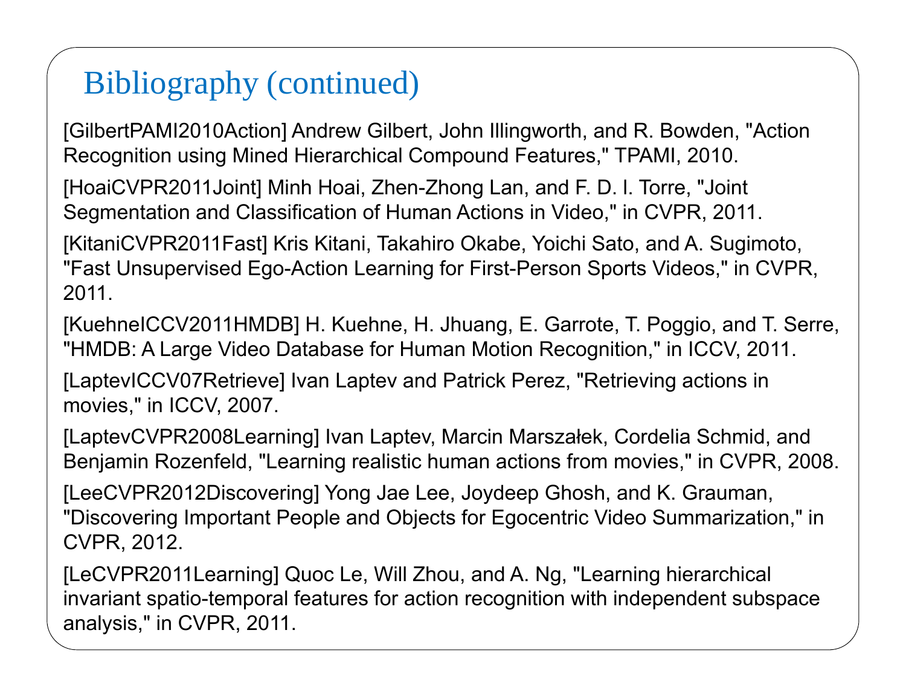# Bibliography (continued)

[GilbertPAMI2010Action] Andrew Gilbert, John Illingworth, and R. Bowden, "Action Recognition using Mined Hierarchical Compound Features," TPAMI, 2010.

[HoaiCVPR2011Joint] Minh Hoai, Zhen-Zhong Lan, and F. D. l. Torre, "Joint Segmentation and Classification of Human Actions in Video," in CVPR, 2011.

[KitaniCVPR2011Fast] Kris Kitani, Takahiro Okabe, Yoichi Sato, and A. Sugimoto, "Fast Unsupervised Ego-Action Learning for First-Person Sports Videos," in CVPR, 2011.

[KuehneICCV2011HMDB] H. Kuehne, H. Jhuang, E. Garrote, T. Poggio, and T. Serre, "HMDB: A Large Video Database for Human Motion Recognition," in ICCV, 2011.

[LaptevICCV07Retrieve] Ivan Laptev and Patrick Perez, "Retrieving actions in movies," in ICCV, 2007.

[LaptevCVPR2008Learning] Ivan Laptev, Marcin Marszałek, Cordelia Schmid, and Benjamin Rozenfeld, "Learning realistic human actions from movies," in CVPR, 2008.

[LeeCVPR2012Discovering] Yong Jae Lee, Joydeep Ghosh, and K. Grauman, "Discovering Important People and Objects for Egocentric Video Summarization," in CVPR, 2012.

[LeCVPR2011Learning] Quoc Le, Will Zhou, and A. Ng, "Learning hierarchical invariant spatio-temporal features for action recognition with independent subspace analysis," in CVPR, 2011.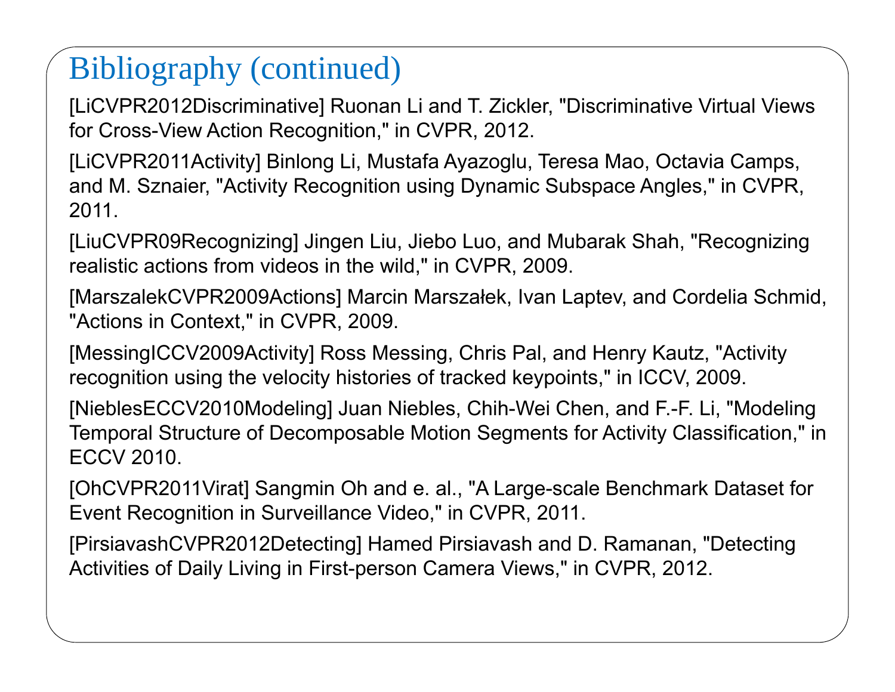# Bibliography (continued)

[LiCVPR2012Discriminative] Ruonan Li and T. Zickler, "Discriminative Virtual Views for Cross-View Action Recognition," in CVPR, 2012.

[LiCVPR2011Activity] Binlong Li, Mustafa Ayazoglu, Teresa Mao, Octavia Camps, and M. Sznaier, "Activity Recognition using Dynamic Subspace Angles," in CVPR, 2011.

[LiuCVPR09Recognizing] Jingen Liu, Jiebo Luo, and Mubarak Shah, "Recognizing realistic actions from videos in the wild," in CVPR, 2009.

[MarszalekCVPR2009Actions] Marcin Marszałek, Ivan Laptev, and Cordelia Schmid, "Actions in Context," in CVPR, 2009.

[MessingICCV2009Activity] Ross Messing, Chris Pal, and Henry Kautz, "Activity recognition using the velocity histories of tracked keypoints," in ICCV, 2009.

[NieblesECCV2010Modeling] Juan Niebles, Chih-Wei Chen, and F.-F. Li, "Modeling Temporal Structure of Decomposable Motion Segments for Activity Classification," in ECCV 2010.

[OhCVPR2011Virat] Sangmin Oh and e. al., "A Large-scale Benchmark Dataset for Event Recognition in Surveillance Video," in CVPR, 2011.

[PirsiavashCVPR2012Detecting] Hamed Pirsiavash and D. Ramanan, "Detecting Activities of Daily Living in First-person Camera Views," in CVPR, 2012.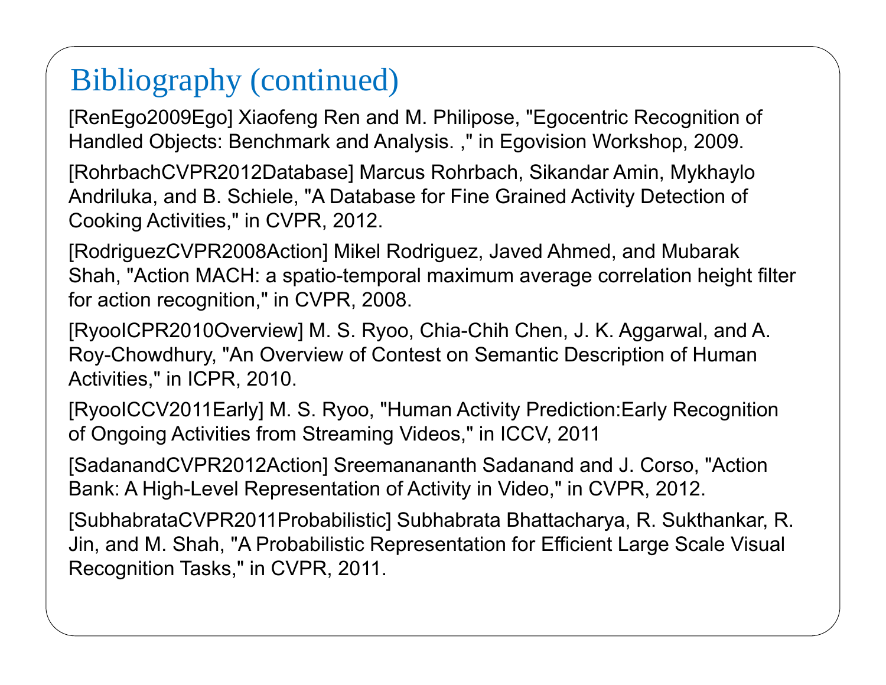# Bibliography (continued)

[RenEgo2009Ego] Xiaofeng Ren and M. Philipose, "Egocentric Recognition of Handled Objects: Benchmark and Analysis. ," in Egovision Workshop, 2009.

[RohrbachCVPR2012Database] Marcus Rohrbach, Sikandar Amin, Mykhaylo Andriluka, and B. Schiele, "A Database for Fine Grained Activity Detection of Cooking Activities," in CVPR, 2012.

[RodriguezCVPR2008Action] Mikel Rodriguez, Javed Ahmed, and Mubarak Shah, "Action MACH: a spatio-temporal maximum average correlation height filter for action recognition," in CVPR, 2008.

[RyooICPR2010Overview] M. S. Ryoo, Chia-Chih Chen, J. K. Aggarwal, and A. Roy-Chowdhury, "An Overview of Contest on Semantic Description of Human Activities," in ICPR, 2010.

[RyooICCV2011Early] M. S. Ryoo, "Human Activity Prediction:Early Recognition of Ongoing Activities from Streaming Videos," in ICCV, 2011

[SadanandCVPR2012Action] Sreemanananth Sadanand and J. Corso, "Action Bank: A High-Level Representation of Activity in Video," in CVPR, 2012.

[SubhabrataCVPR2011Probabilistic] Subhabrata Bhattacharya, R. Sukthankar, R. Jin, and M. Shah, "A Probabilistic Representation for Efficient Large Scale Visual Recognition Tasks," in CVPR, 2011.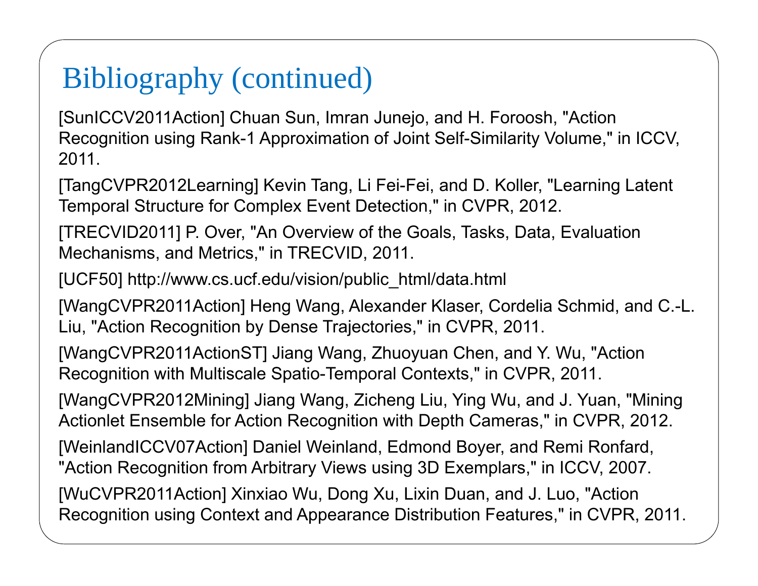# Bibliography (continued)

[SunICCV2011Action] Chuan Sun, Imran Junejo, and H. Foroosh, "Action Recognition using Rank-1 Approximation of Joint Self-Similarity Volume," in ICCV, 2011.

[TangCVPR2012Learning] Kevin Tang, Li Fei-Fei, and D. Koller, "Learning Latent Temporal Structure for Complex Event Detection," in CVPR, 2012.

[TRECVID2011] P. Over, "An Overview of the Goals, Tasks, Data, Evaluation Mechanisms, and Metrics," in TRECVID, 2011.

[UCF50] http://www.cs.ucf.edu/vision/public_html/data.html

[WangCVPR2011Action] Heng Wang, Alexander Klaser, Cordelia Schmid, and C.-L. Liu, "Action Recognition by Dense Trajectories," in CVPR, 2011.

[WangCVPR2011ActionST] Jiang Wang, Zhuoyuan Chen, and Y. Wu, "Action Recognition with Multiscale Spatio-Temporal Contexts," in CVPR, 2011.

[WangCVPR2012Mining] Jiang Wang, Zicheng Liu, Ying Wu, and J. Yuan, "Mining Actionlet Ensemble for Action Recognition with Depth Cameras," in CVPR, 2012.

[WeinlandICCV07Action] Daniel Weinland, Edmond Boyer, and Remi Ronfard, "Action Recognition from Arbitrary Views using 3D Exemplars," in ICCV, 2007.

[WuCVPR2011Action] Xinxiao Wu, Dong Xu, Lixin Duan, and J. Luo, "Action Recognition using Context and Appearance Distribution Features," in CVPR, 2011.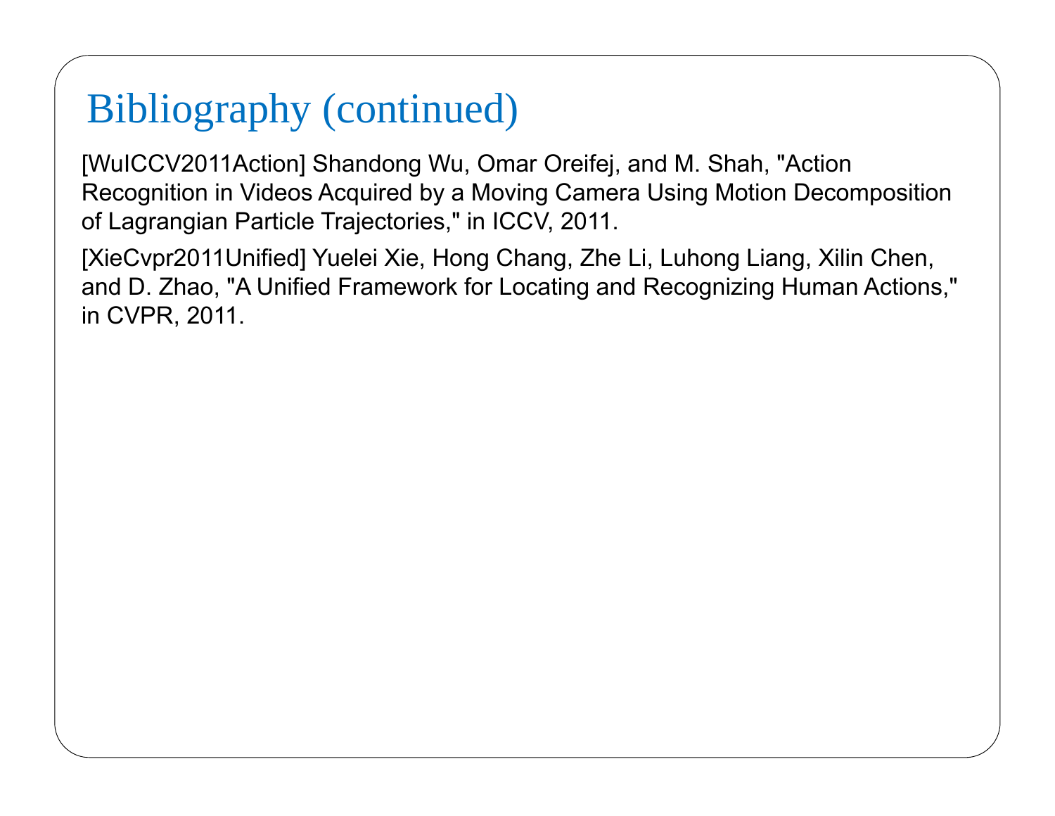# Bibliography (continued)

[WuICCV2011Action] Shandong Wu, Omar Oreifej, and M. Shah, "Action Recognition in Videos Acquired by a Moving Camera Using Motion Decomposition of Lagrangian Particle Trajectories," in ICCV, 2011.

[XieCvpr2011Unified] Yuelei Xie, Hong Chang, Zhe Li, Luhong Liang, Xilin Chen, and D. Zhao, "A Unified Framework for Locating and Recognizing Human Actions," in CVPR, 2011.